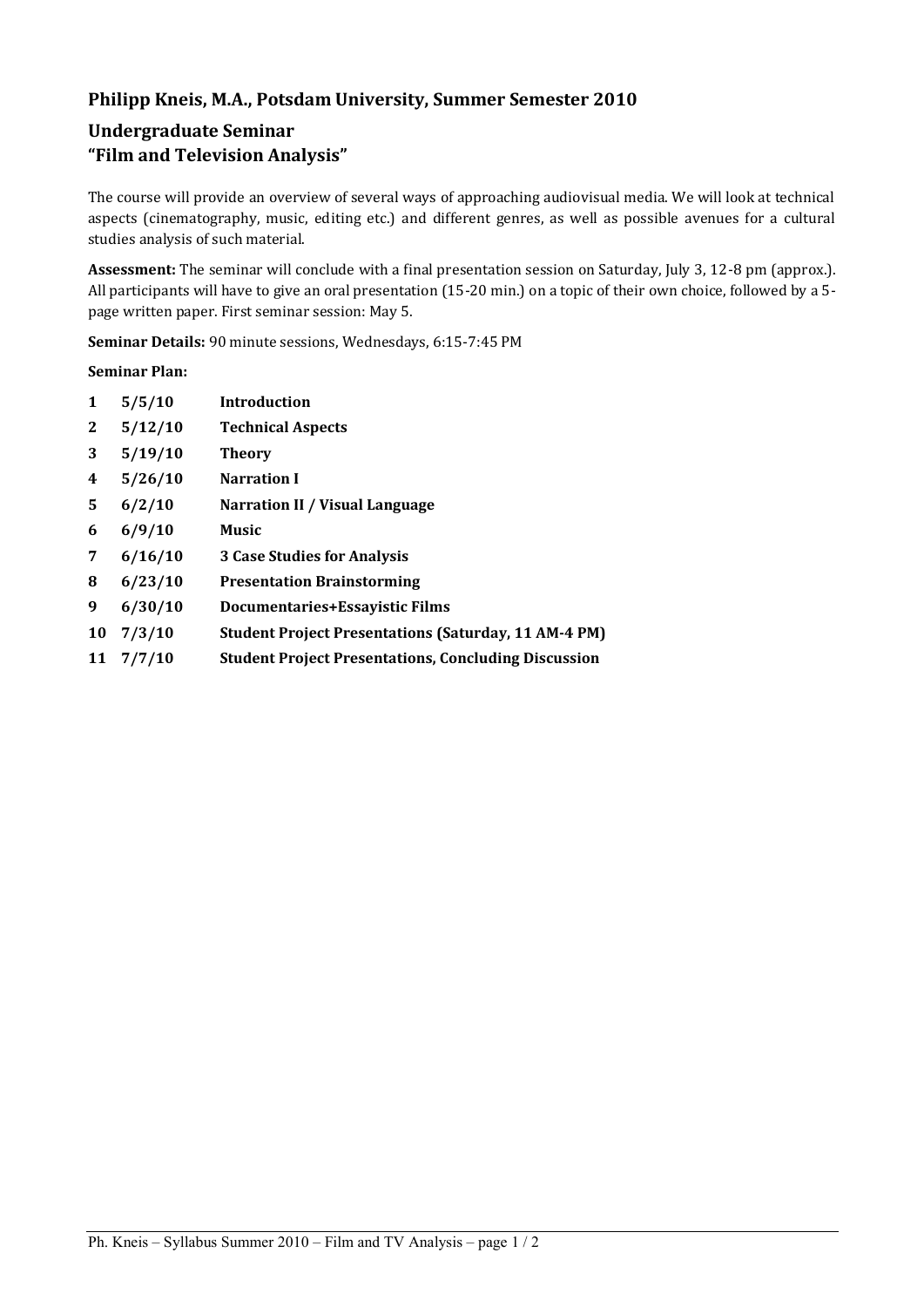## Philipp Kneis, M.A., Potsdam University, Summer Semester 2010

## Undergraduate Seminar
## "Film and Television Analysis"

The course will provide an overview of several ways of approaching audiovisual media. We will look at technical aspects (cinematography, music, editing etc.) and different genres, as well as possible avenues for a cultural studies analysis of such material.

**Assessment:** The seminar will conclude with a final presentation session on Saturday, July 3, 12-8 pm (approx.). All participants will have to give an oral presentation (15-20 min.) on a topic of their own choice, followed by a 5-page written paper. First seminar session: May 5.

**Seminar Details:** 90 minute sessions, Wednesdays, 6:15-7:45 PM

**Seminar Plan:**

| | | |
|---|---|---|
| **1** | **5/5/10** | **Introduction** |
| **2** | **5/12/10** | **Technical Aspects** |
| **3** | **5/19/10** | **Theory** |
| **4** | **5/26/10** | **Narration I** |
| **5** | **6/2/10** | **Narration II / Visual Language** |
| **6** | **6/9/10** | **Music** |
| **7** | **6/16/10** | **3 Case Studies for Analysis** |
| **8** | **6/23/10** | **Presentation Brainstorming** |
| **9** | **6/30/10** | **Documentaries+Essayistic Films** |
| **10** | **7/3/10** | **Student Project Presentations (Saturday, 11 AM-4 PM)** |
| **11** | **7/7/10** | **Student Project Presentations, Concluding Discussion** |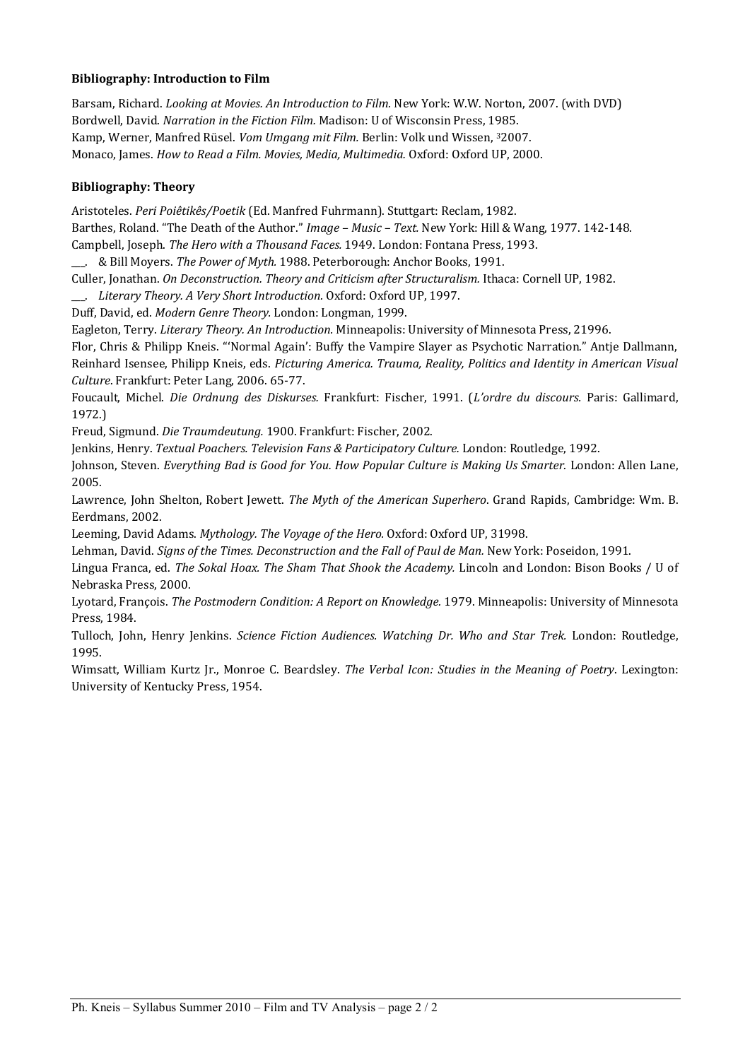**Bibliography: Introduction to Film**

Barsam, Richard. *Looking at Movies. An Introduction to Film.* New York: W.W. Norton, 2007. (with DVD)
Bordwell, David. *Narration in the Fiction Film.* Madison: U of Wisconsin Press, 1985.
Kamp, Werner, Manfred Rüsel. *Vom Umgang mit Film.* Berlin: Volk und Wissen, $^{3}$2007.
Monaco, James. *How to Read a Film. Movies, Media, Multimedia.* Oxford: Oxford UP, 2000.

**Bibliography: Theory**

Aristoteles. *Peri Poiêtikês/Poetik* (Ed. Manfred Fuhrmann). Stuttgart: Reclam, 1982.
Barthes, Roland. "The Death of the Author." *Image – Music – Text.* New York: Hill & Wang, 1977. 142-148.
Campbell, Joseph. *The Hero with a Thousand Faces.* 1949. London: Fontana Press, 1993.
___. & Bill Moyers. *The Power of Myth.* 1988. Peterborough: Anchor Books, 1991.
Culler, Jonathan. *On Deconstruction. Theory and Criticism after Structuralism.* Ithaca: Cornell UP, 1982.
___. *Literary Theory. A Very Short Introduction.* Oxford: Oxford UP, 1997.
Duff, David, ed. *Modern Genre Theory.* London: Longman, 1999.
Eagleton, Terry. *Literary Theory. An Introduction.* Minneapolis: University of Minnesota Press, $^{2}$1996.
Flor, Chris & Philipp Kneis. "'Normal Again': Buffy the Vampire Slayer as Psychotic Narration." Antje Dallmann, Reinhard Isensee, Philipp Kneis, eds. *Picturing America. Trauma, Reality, Politics and Identity in American Visual Culture*. Frankfurt: Peter Lang, 2006. 65-77.
Foucault, Michel. *Die Ordnung des Diskurses.* Frankfurt: Fischer, 1991. (*L'ordre du discours.* Paris: Gallimard, 1972.)
Freud, Sigmund. *Die Traumdeutung.* 1900. Frankfurt: Fischer, 2002.
Jenkins, Henry. *Textual Poachers. Television Fans & Participatory Culture.* London: Routledge, 1992.
Johnson, Steven. *Everything Bad is Good for You. How Popular Culture is Making Us Smarter.* London: Allen Lane, 2005.
Lawrence, John Shelton, Robert Jewett. *The Myth of the American Superhero*. Grand Rapids, Cambridge: Wm. B. Eerdmans, 2002.
Leeming, David Adams. *Mythology. The Voyage of the Hero.* Oxford: Oxford UP, $^{3}$1998.
Lehman, David. *Signs of the Times. Deconstruction and the Fall of Paul de Man.* New York: Poseidon, 1991.
Lingua Franca, ed. *The Sokal Hoax. The Sham That Shook the Academy.* Lincoln and London: Bison Books / U of Nebraska Press, 2000.
Lyotard, François. *The Postmodern Condition: A Report on Knowledge.* 1979. Minneapolis: University of Minnesota Press, 1984.
Tulloch, John, Henry Jenkins. *Science Fiction Audiences. Watching Dr. Who and Star Trek.* London: Routledge, 1995.
Wimsatt, William Kurtz Jr., Monroe C. Beardsley. *The Verbal Icon: Studies in the Meaning of Poetry*. Lexington: University of Kentucky Press, 1954.